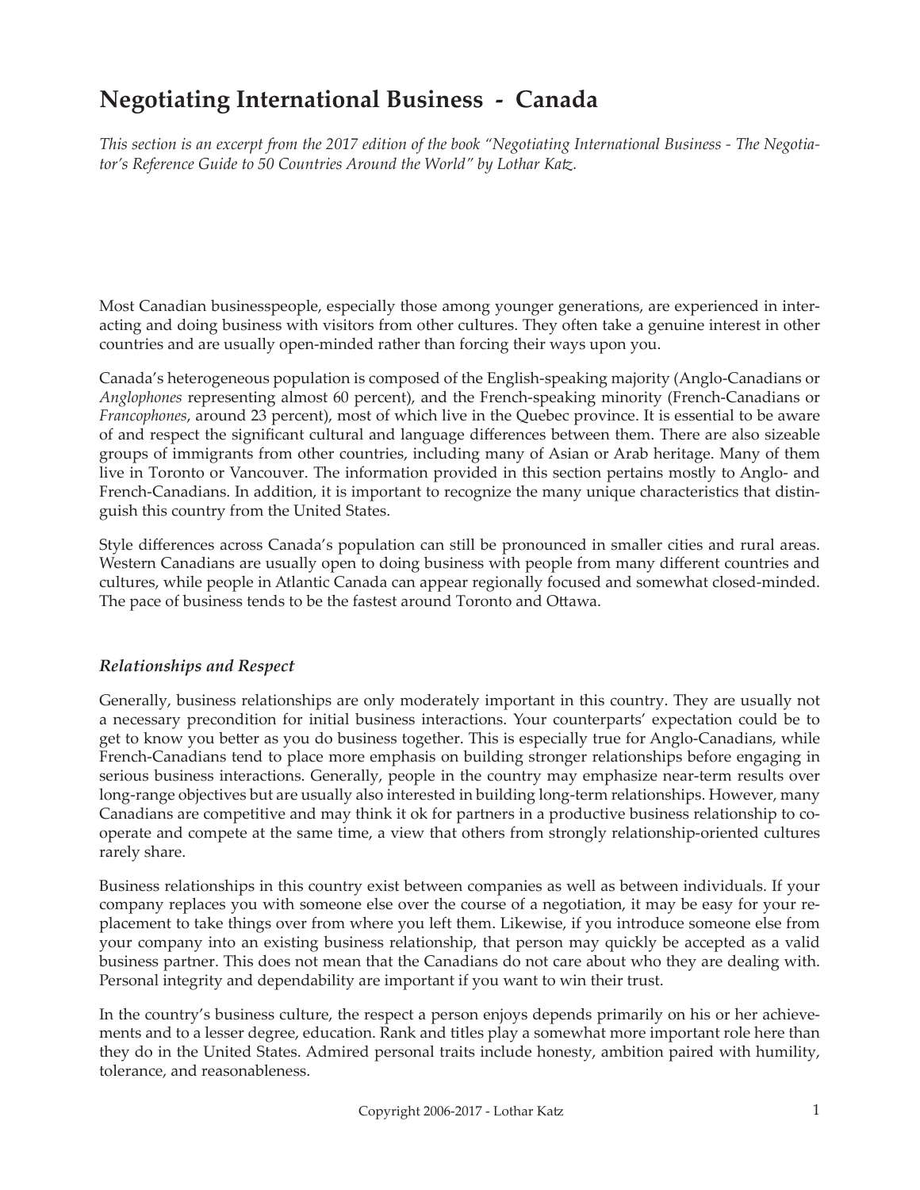# Negotiating International Business - Canada

*This section is an excerpt from the 2017 edition of the book "Negotiating International Business - The Negotiator's Reference Guide to 50 Countries Around the World" by Lothar Katz.*

Most Canadian businesspeople, especially those among younger generations, are experienced in interacting and doing business with visitors from other cultures. They often take a genuine interest in other countries and are usually open-minded rather than forcing their ways upon you.

Canada's heterogeneous population is composed of the English-speaking majority (Anglo-Canadians or *Anglophones* representing almost 60 percent), and the French-speaking minority (French-Canadians or *Francophones*, around 23 percent), most of which live in the Quebec province. It is essential to be aware of and respect the significant cultural and language differences between them. There are also sizeable groups of immigrants from other countries, including many of Asian or Arab heritage. Many of them live in Toronto or Vancouver. The information provided in this section pertains mostly to Anglo- and French-Canadians. In addition, it is important to recognize the many unique characteristics that distinguish this country from the United States.

Style differences across Canada's population can still be pronounced in smaller cities and rural areas. Western Canadians are usually open to doing business with people from many different countries and cultures, while people in Atlantic Canada can appear regionally focused and somewhat closed-minded. The pace of business tends to be the fastest around Toronto and Ottawa.

### *Relationships and Respect*

Generally, business relationships are only moderately important in this country. They are usually not a necessary precondition for initial business interactions. Your counterparts' expectation could be to get to know you better as you do business together. This is especially true for Anglo-Canadians, while French-Canadians tend to place more emphasis on building stronger relationships before engaging in serious business interactions. Generally, people in the country may emphasize near-term results over long-range objectives but are usually also interested in building long-term relationships. However, many Canadians are competitive and may think it ok for partners in a productive business relationship to cooperate and compete at the same time, a view that others from strongly relationship-oriented cultures rarely share.

Business relationships in this country exist between companies as well as between individuals. If your company replaces you with someone else over the course of a negotiation, it may be easy for your replacement to take things over from where you left them. Likewise, if you introduce someone else from your company into an existing business relationship, that person may quickly be accepted as a valid business partner. This does not mean that the Canadians do not care about who they are dealing with. Personal integrity and dependability are important if you want to win their trust.

In the country's business culture, the respect a person enjoys depends primarily on his or her achievements and to a lesser degree, education. Rank and titles play a somewhat more important role here than they do in the United States. Admired personal traits include honesty, ambition paired with humility, tolerance, and reasonableness.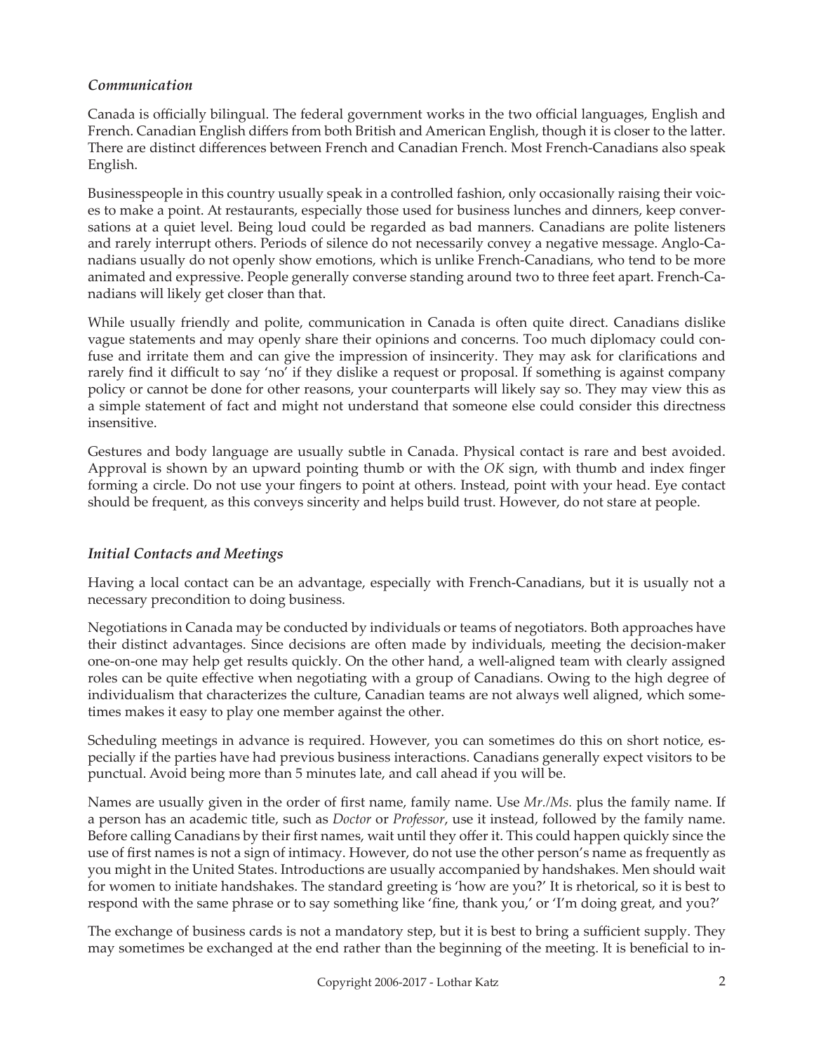### *Communication*

Canada is officially bilingual. The federal government works in the two official languages, English and French. Canadian English differs from both British and American English, though it is closer to the latter. There are distinct differences between French and Canadian French. Most French-Canadians also speak English.

Businesspeople in this country usually speak in a controlled fashion, only occasionally raising their voices to make a point. At restaurants, especially those used for business lunches and dinners, keep conversations at a quiet level. Being loud could be regarded as bad manners. Canadians are polite listeners and rarely interrupt others. Periods of silence do not necessarily convey a negative message. Anglo-Canadians usually do not openly show emotions, which is unlike French-Canadians, who tend to be more animated and expressive. People generally converse standing around two to three feet apart. French-Canadians will likely get closer than that.

While usually friendly and polite, communication in Canada is often quite direct. Canadians dislike vague statements and may openly share their opinions and concerns. Too much diplomacy could confuse and irritate them and can give the impression of insincerity. They may ask for clarifications and rarely find it difficult to say 'no' if they dislike a request or proposal. If something is against company policy or cannot be done for other reasons, your counterparts will likely say so. They may view this as a simple statement of fact and might not understand that someone else could consider this directness insensitive.

Gestures and body language are usually subtle in Canada. Physical contact is rare and best avoided. Approval is shown by an upward pointing thumb or with the *OK* sign, with thumb and index finger forming a circle. Do not use your fingers to point at others. Instead, point with your head. Eye contact should be frequent, as this conveys sincerity and helps build trust. However, do not stare at people.

### *Initial Contacts and Meetings*

Having a local contact can be an advantage, especially with French-Canadians, but it is usually not a necessary precondition to doing business.

Negotiations in Canada may be conducted by individuals or teams of negotiators. Both approaches have their distinct advantages. Since decisions are often made by individuals, meeting the decision-maker one-on-one may help get results quickly. On the other hand, a well-aligned team with clearly assigned roles can be quite effective when negotiating with a group of Canadians. Owing to the high degree of individualism that characterizes the culture, Canadian teams are not always well aligned, which sometimes makes it easy to play one member against the other.

Scheduling meetings in advance is required. However, you can sometimes do this on short notice, especially if the parties have had previous business interactions. Canadians generally expect visitors to be punctual. Avoid being more than 5 minutes late, and call ahead if you will be.

Names are usually given in the order of first name, family name. Use *Mr./Ms.* plus the family name. If a person has an academic title, such as *Doctor* or *Professor*, use it instead, followed by the family name. Before calling Canadians by their first names, wait until they offer it. This could happen quickly since the use of first names is not a sign of intimacy. However, do not use the other person's name as frequently as you might in the United States. Introductions are usually accompanied by handshakes. Men should wait for women to initiate handshakes. The standard greeting is 'how are you?' It is rhetorical, so it is best to respond with the same phrase or to say something like 'fine, thank you,' or 'I'm doing great, and you?'

The exchange of business cards is not a mandatory step, but it is best to bring a sufficient supply. They may sometimes be exchanged at the end rather than the beginning of the meeting. It is beneficial to in-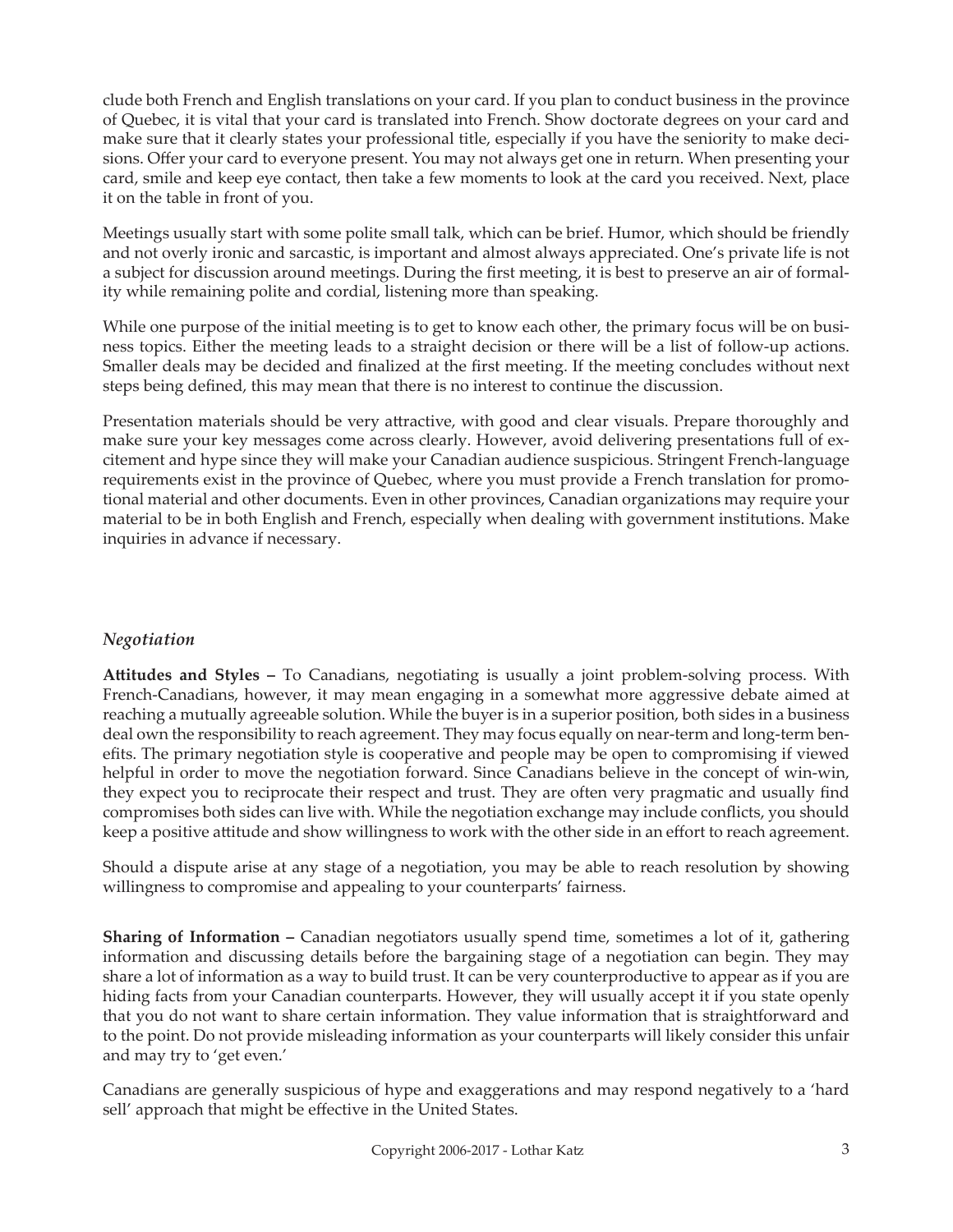clude both French and English translations on your card. If you plan to conduct business in the province of Quebec, it is vital that your card is translated into French. Show doctorate degrees on your card and make sure that it clearly states your professional title, especially if you have the seniority to make decisions. Offer your card to everyone present. You may not always get one in return. When presenting your card, smile and keep eye contact, then take a few moments to look at the card you received. Next, place it on the table in front of you.

Meetings usually start with some polite small talk, which can be brief. Humor, which should be friendly and not overly ironic and sarcastic, is important and almost always appreciated. One's private life is not a subject for discussion around meetings. During the first meeting, it is best to preserve an air of formality while remaining polite and cordial, listening more than speaking.

While one purpose of the initial meeting is to get to know each other, the primary focus will be on business topics. Either the meeting leads to a straight decision or there will be a list of follow-up actions. Smaller deals may be decided and finalized at the first meeting. If the meeting concludes without next steps being defined, this may mean that there is no interest to continue the discussion.

Presentation materials should be very attractive, with good and clear visuals. Prepare thoroughly and make sure your key messages come across clearly. However, avoid delivering presentations full of excitement and hype since they will make your Canadian audience suspicious. Stringent French-language requirements exist in the province of Quebec, where you must provide a French translation for promotional material and other documents. Even in other provinces, Canadian organizations may require your material to be in both English and French, especially when dealing with government institutions. Make inquiries in advance if necessary.

### *Negotiation*

**Attitudes and Styles –** To Canadians, negotiating is usually a joint problem-solving process. With French-Canadians, however, it may mean engaging in a somewhat more aggressive debate aimed at reaching a mutually agreeable solution. While the buyer is in a superior position, both sides in a business deal own the responsibility to reach agreement. They may focus equally on near-term and long-term benefits. The primary negotiation style is cooperative and people may be open to compromising if viewed helpful in order to move the negotiation forward. Since Canadians believe in the concept of win-win, they expect you to reciprocate their respect and trust. They are often very pragmatic and usually find compromises both sides can live with. While the negotiation exchange may include conflicts, you should keep a positive attitude and show willingness to work with the other side in an effort to reach agreement.

Should a dispute arise at any stage of a negotiation, you may be able to reach resolution by showing willingness to compromise and appealing to your counterparts' fairness.

**Sharing of Information –** Canadian negotiators usually spend time, sometimes a lot of it, gathering information and discussing details before the bargaining stage of a negotiation can begin. They may share a lot of information as a way to build trust. It can be very counterproductive to appear as if you are hiding facts from your Canadian counterparts. However, they will usually accept it if you state openly that you do not want to share certain information. They value information that is straightforward and to the point. Do not provide misleading information as your counterparts will likely consider this unfair and may try to 'get even.'

Canadians are generally suspicious of hype and exaggerations and may respond negatively to a 'hard sell' approach that might be effective in the United States.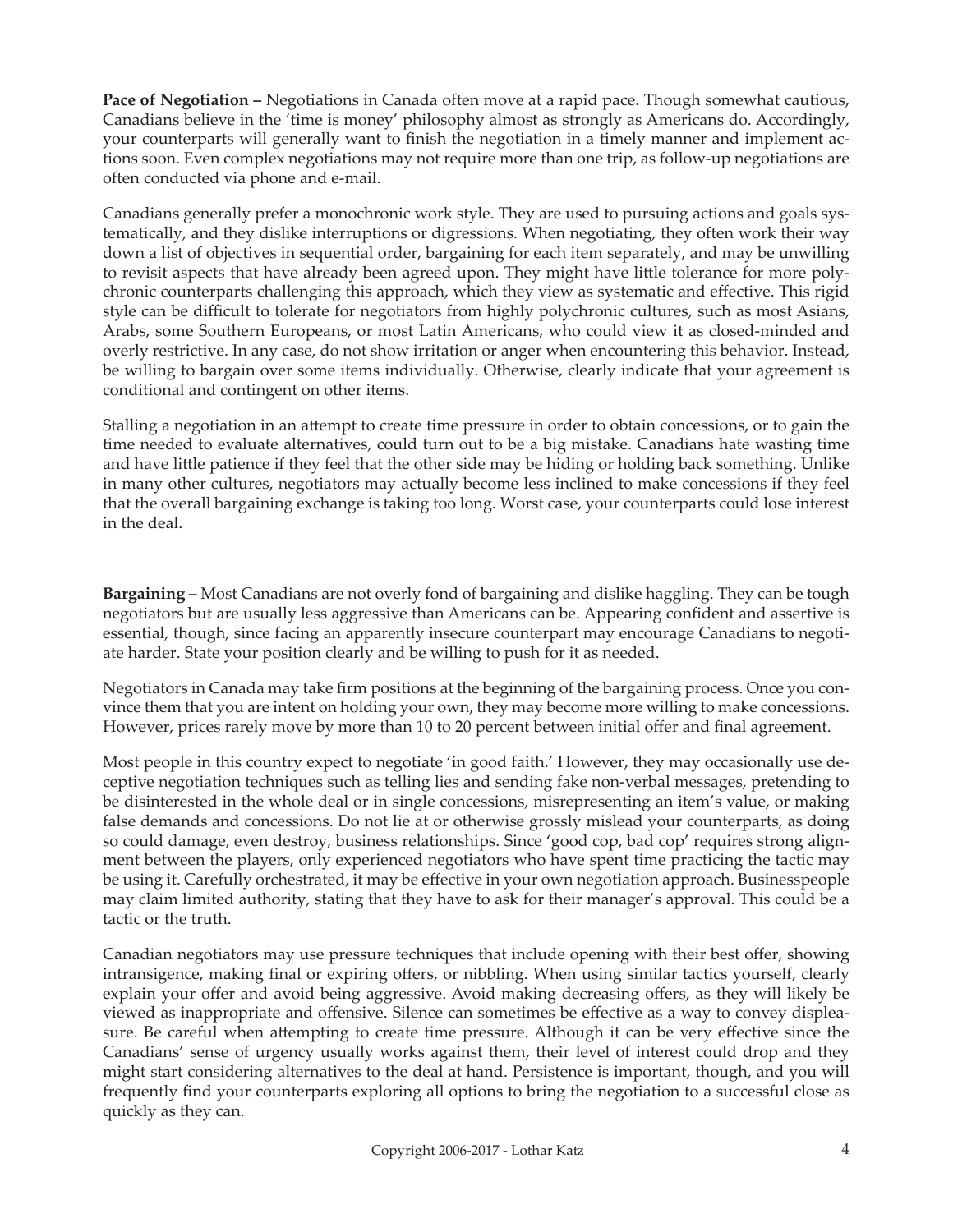**Pace of Negotiation –** Negotiations in Canada often move at a rapid pace. Though somewhat cautious, Canadians believe in the 'time is money' philosophy almost as strongly as Americans do. Accordingly, your counterparts will generally want to finish the negotiation in a timely manner and implement actions soon. Even complex negotiations may not require more than one trip, as follow-up negotiations are often conducted via phone and e-mail.

Canadians generally prefer a monochronic work style. They are used to pursuing actions and goals systematically, and they dislike interruptions or digressions. When negotiating, they often work their way down a list of objectives in sequential order, bargaining for each item separately, and may be unwilling to revisit aspects that have already been agreed upon. They might have little tolerance for more polychronic counterparts challenging this approach, which they view as systematic and effective. This rigid style can be difficult to tolerate for negotiators from highly polychronic cultures, such as most Asians, Arabs, some Southern Europeans, or most Latin Americans, who could view it as closed-minded and overly restrictive. In any case, do not show irritation or anger when encountering this behavior. Instead, be willing to bargain over some items individually. Otherwise, clearly indicate that your agreement is conditional and contingent on other items.

Stalling a negotiation in an attempt to create time pressure in order to obtain concessions, or to gain the time needed to evaluate alternatives, could turn out to be a big mistake. Canadians hate wasting time and have little patience if they feel that the other side may be hiding or holding back something. Unlike in many other cultures, negotiators may actually become less inclined to make concessions if they feel that the overall bargaining exchange is taking too long. Worst case, your counterparts could lose interest in the deal.

**Bargaining –** Most Canadians are not overly fond of bargaining and dislike haggling. They can be tough negotiators but are usually less aggressive than Americans can be. Appearing confident and assertive is essential, though, since facing an apparently insecure counterpart may encourage Canadians to negotiate harder. State your position clearly and be willing to push for it as needed.

Negotiators in Canada may take firm positions at the beginning of the bargaining process. Once you convince them that you are intent on holding your own, they may become more willing to make concessions. However, prices rarely move by more than 10 to 20 percent between initial offer and final agreement.

Most people in this country expect to negotiate 'in good faith.' However, they may occasionally use deceptive negotiation techniques such as telling lies and sending fake non-verbal messages, pretending to be disinterested in the whole deal or in single concessions, misrepresenting an item's value, or making false demands and concessions. Do not lie at or otherwise grossly mislead your counterparts, as doing so could damage, even destroy, business relationships. Since 'good cop, bad cop' requires strong alignment between the players, only experienced negotiators who have spent time practicing the tactic may be using it. Carefully orchestrated, it may be effective in your own negotiation approach. Businesspeople may claim limited authority, stating that they have to ask for their manager's approval. This could be a tactic or the truth.

Canadian negotiators may use pressure techniques that include opening with their best offer, showing intransigence, making final or expiring offers, or nibbling. When using similar tactics yourself, clearly explain your offer and avoid being aggressive. Avoid making decreasing offers, as they will likely be viewed as inappropriate and offensive. Silence can sometimes be effective as a way to convey displeasure. Be careful when attempting to create time pressure. Although it can be very effective since the Canadians' sense of urgency usually works against them, their level of interest could drop and they might start considering alternatives to the deal at hand. Persistence is important, though, and you will frequently find your counterparts exploring all options to bring the negotiation to a successful close as quickly as they can.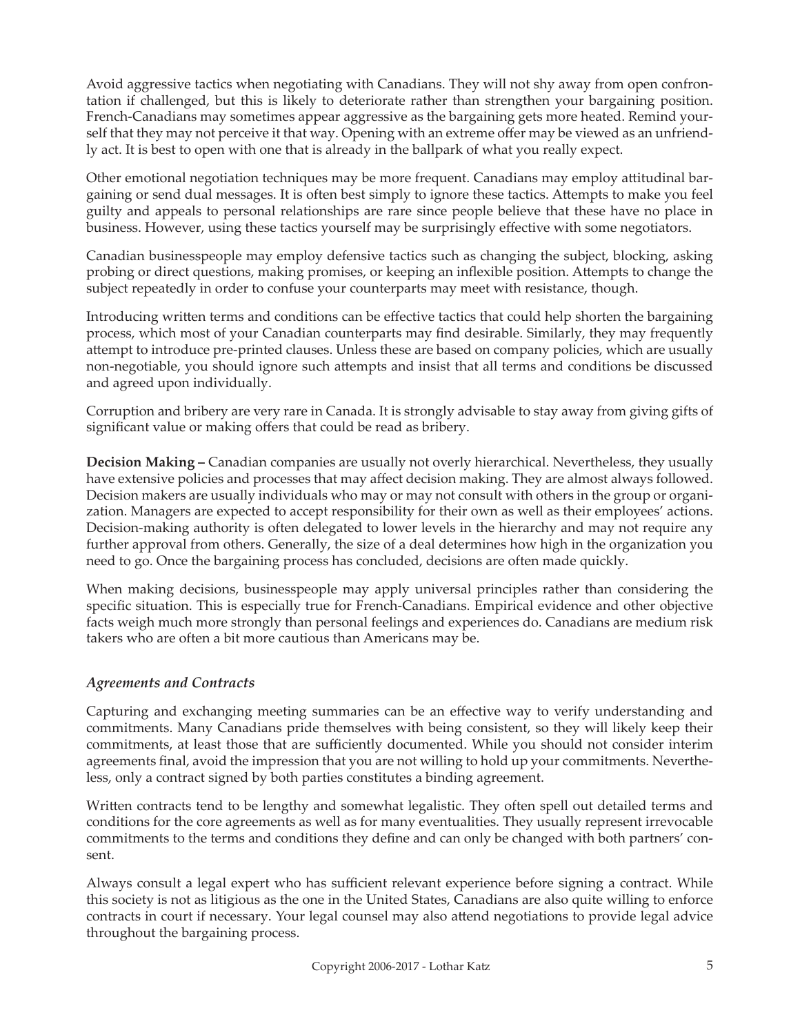Avoid aggressive tactics when negotiating with Canadians. They will not shy away from open confrontation if challenged, but this is likely to deteriorate rather than strengthen your bargaining position. French-Canadians may sometimes appear aggressive as the bargaining gets more heated. Remind yourself that they may not perceive it that way. Opening with an extreme offer may be viewed as an unfriendly act. It is best to open with one that is already in the ballpark of what you really expect.

Other emotional negotiation techniques may be more frequent. Canadians may employ attitudinal bargaining or send dual messages. It is often best simply to ignore these tactics. Attempts to make you feel guilty and appeals to personal relationships are rare since people believe that these have no place in business. However, using these tactics yourself may be surprisingly effective with some negotiators.

Canadian businesspeople may employ defensive tactics such as changing the subject, blocking, asking probing or direct questions, making promises, or keeping an inflexible position. Attempts to change the subject repeatedly in order to confuse your counterparts may meet with resistance, though.

Introducing written terms and conditions can be effective tactics that could help shorten the bargaining process, which most of your Canadian counterparts may find desirable. Similarly, they may frequently attempt to introduce pre-printed clauses. Unless these are based on company policies, which are usually non-negotiable, you should ignore such attempts and insist that all terms and conditions be discussed and agreed upon individually.

Corruption and bribery are very rare in Canada. It is strongly advisable to stay away from giving gifts of significant value or making offers that could be read as bribery.

**Decision Making –** Canadian companies are usually not overly hierarchical. Nevertheless, they usually have extensive policies and processes that may affect decision making. They are almost always followed. Decision makers are usually individuals who may or may not consult with others in the group or organization. Managers are expected to accept responsibility for their own as well as their employees' actions. Decision-making authority is often delegated to lower levels in the hierarchy and may not require any further approval from others. Generally, the size of a deal determines how high in the organization you need to go. Once the bargaining process has concluded, decisions are often made quickly.

When making decisions, businesspeople may apply universal principles rather than considering the specific situation. This is especially true for French-Canadians. Empirical evidence and other objective facts weigh much more strongly than personal feelings and experiences do. Canadians are medium risk takers who are often a bit more cautious than Americans may be.

### *Agreements and Contracts*

Capturing and exchanging meeting summaries can be an effective way to verify understanding and commitments. Many Canadians pride themselves with being consistent, so they will likely keep their commitments, at least those that are sufficiently documented. While you should not consider interim agreements final, avoid the impression that you are not willing to hold up your commitments. Nevertheless, only a contract signed by both parties constitutes a binding agreement.

Written contracts tend to be lengthy and somewhat legalistic. They often spell out detailed terms and conditions for the core agreements as well as for many eventualities. They usually represent irrevocable commitments to the terms and conditions they define and can only be changed with both partners' consent.

Always consult a legal expert who has sufficient relevant experience before signing a contract. While this society is not as litigious as the one in the United States, Canadians are also quite willing to enforce contracts in court if necessary. Your legal counsel may also attend negotiations to provide legal advice throughout the bargaining process.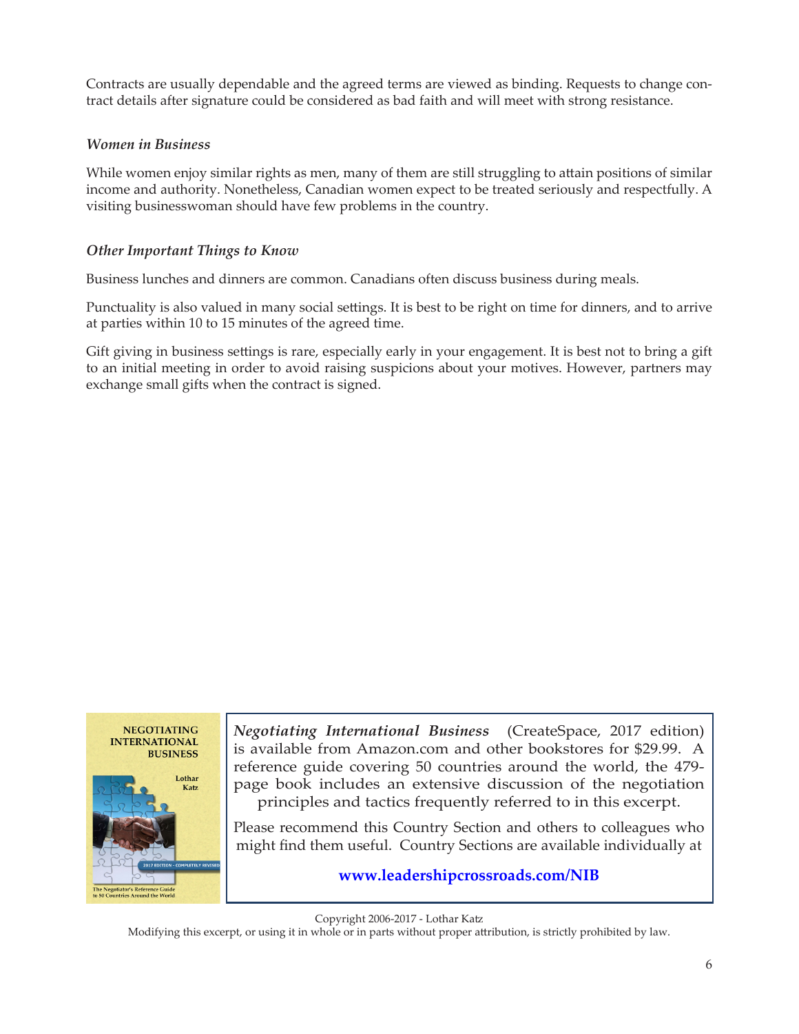Contracts are usually dependable and the agreed terms are viewed as binding. Requests to change contract details after signature could be considered as bad faith and will meet with strong resistance.

### *Women in Business*

While women enjoy similar rights as men, many of them are still struggling to attain positions of similar income and authority. Nonetheless, Canadian women expect to be treated seriously and respectfully. A visiting businesswoman should have few problems in the country.

### *Other Important Things to Know*

Business lunches and dinners are common. Canadians often discuss business during meals.

Punctuality is also valued in many social settings. It is best to be right on time for dinners, and to arrive at parties within 10 to 15 minutes of the agreed time.

Gift giving in business settings is rare, especially early in your engagement. It is best not to bring a gift to an initial meeting in order to avoid raising suspicions about your motives. However, partners may exchange small gifts when the contract is signed.

NEGOTIATING INTERNATIONAL BUSINESS

Lothar Katz

2017 EDITION - COMPLETELY REVISED

The Negotiator's Reference Guide to 50 Countries Around the World

*Negotiating International Business* (CreateSpace, 2017 edition) is available from Amazon.com and other bookstores for $29.99. A reference guide covering 50 countries around the world, the 479-page book includes an extensive discussion of the negotiation principles and tactics frequently referred to in this excerpt.

Please recommend this Country Section and others to colleagues who might find them useful. Country Sections are available individually at

**www.leadershipcrossroads.com/NIB**

Copyright 2006-2017 - Lothar Katz
Modifying this excerpt, or using it in whole or in parts without proper attribution, is strictly prohibited by law.